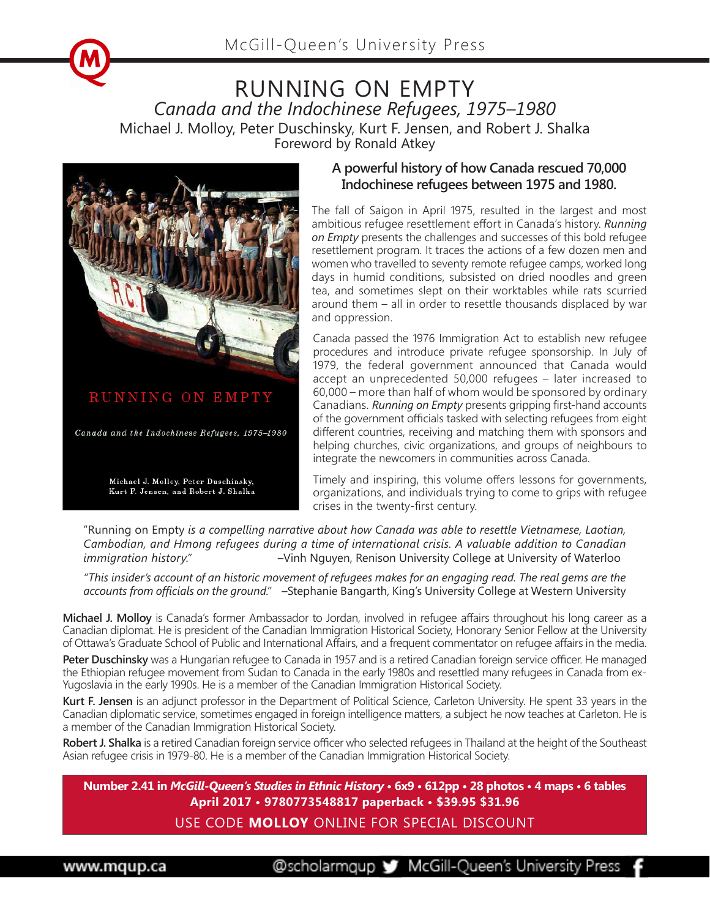McGill-Queen's University Press

# RUNNING ON EMPTY

## *Canada and the Indochinese Refugees, 1975–1980*

Michael J. Molloy, Peter Duschinsky, Kurt F. Jensen, and Robert J. Shalka
Foreword by Ronald Atkey

RUNNING ON EMPTY

*Canada and the Indochinese Refugees, 1975–1980*

Michael J. Molloy, Peter Duschinsky, Kurt F. Jensen, and Robert J. Shalka

### A powerful history of how Canada rescued 70,000 Indochinese refugees between 1975 and 1980.

The fall of Saigon in April 1975, resulted in the largest and most ambitious refugee resettlement effort in Canada's history. *Running on Empty* presents the challenges and successes of this bold refugee resettlement program. It traces the actions of a few dozen men and women who travelled to seventy remote refugee camps, worked long days in humid conditions, subsisted on dried noodles and green tea, and sometimes slept on their worktables while rats scurried around them – all in order to resettle thousands displaced by war and oppression.

Canada passed the 1976 Immigration Act to establish new refugee procedures and introduce private refugee sponsorship. In July of 1979, the federal government announced that Canada would accept an unprecedented 50,000 refugees – later increased to 60,000 – more than half of whom would be sponsored by ordinary Canadians. *Running on Empty* presents gripping first-hand accounts of the government officials tasked with selecting refugees from eight different countries, receiving and matching them with sponsors and helping churches, civic organizations, and groups of neighbours to integrate the newcomers in communities across Canada.

Timely and inspiring, this volume offers lessons for governments, organizations, and individuals trying to come to grips with refugee crises in the twenty-first century.

"Running on Empty *is a compelling narrative about how Canada was able to resettle Vietnamese, Laotian, Cambodian, and Hmong refugees during a time of international crisis. A valuable addition to Canadian immigration history.*" –Vinh Nguyen, Renison University College at University of Waterloo

*"This insider's account of an historic movement of refugees makes for an engaging read. The real gems are the accounts from officials on the ground."* –Stephanie Bangarth, King's University College at Western University

**Michael J. Molloy** is Canada's former Ambassador to Jordan, involved in refugee affairs throughout his long career as a Canadian diplomat. He is president of the Canadian Immigration Historical Society, Honorary Senior Fellow at the University of Ottawa's Graduate School of Public and International Affairs, and a frequent commentator on refugee affairs in the media.

**Peter Duschinsky** was a Hungarian refugee to Canada in 1957 and is a retired Canadian foreign service officer. He managed the Ethiopian refugee movement from Sudan to Canada in the early 1980s and resettled many refugees in Canada from ex-Yugoslavia in the early 1990s. He is a member of the Canadian Immigration Historical Society.

**Kurt F. Jensen** is an adjunct professor in the Department of Political Science, Carleton University. He spent 33 years in the Canadian diplomatic service, sometimes engaged in foreign intelligence matters, a subject he now teaches at Carleton. He is a member of the Canadian Immigration Historical Society.

**Robert J. Shalka** is a retired Canadian foreign service officer who selected refugees in Thailand at the height of the Southeast Asian refugee crisis in 1979-80. He is a member of the Canadian Immigration Historical Society.

**Number 2.41 in *McGill-Queen's Studies in Ethnic History* • 6x9 • 612pp • 28 photos • 4 maps • 6 tables**
**April 2017 • 9780773548817 paperback • ~~$39.95~~ $31.96**

USE CODE **MOLLOY** ONLINE FOR SPECIAL DISCOUNT

www.mqup.ca @scholarmqup McGill-Queen's University Press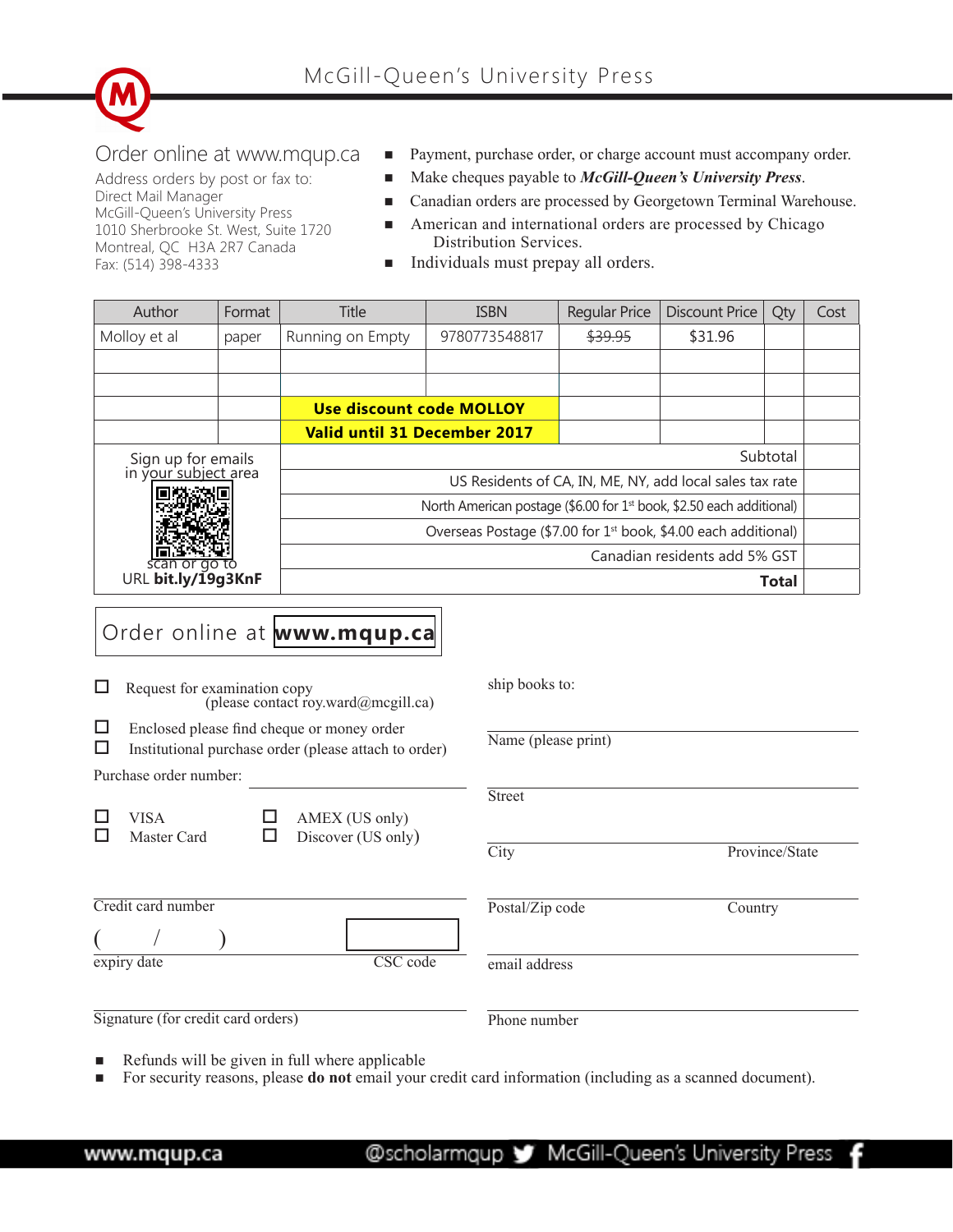# McGill-Queen's University Press

## Order online at www.mqup.ca

Address orders by post or fax to:
Direct Mail Manager
McGill-Queen's University Press
1010 Sherbrooke St. West, Suite 1720
Montreal, QC H3A 2R7 Canada
Fax: (514) 398-4333

- Payment, purchase order, or charge account must accompany order.
- Make cheques payable to ***McGill-Queen's University Press***.
- Canadian orders are processed by Georgetown Terminal Warehouse.
- American and international orders are processed by Chicago Distribution Services.
- Individuals must prepay all orders.

| Author | Format | Title | ISBN | Regular Price | Discount Price | Qty | Cost |
|---|---|---|---|---|---|---|---|
| Molloy et al | paper | Running on Empty | 9780773548817 | ~~$39.95~~ | $31.96 | | |
| | | | | | | | |
| | | | | | | | |
| | | **Use discount code MOLLOY** | | | | | |
| | | **Valid until 31 December 2017** | | | | | |
| Sign up for emails in your subject area — scan or go to URL **bit.ly/19g3KnF** | Subtotal | | | | | | |
| | US Residents of CA, IN, ME, NY, add local sales tax rate | | | | | | |
| | North American postage ($6.00 for 1st book, $2.50 each additional) | | | | | | |
| | Overseas Postage ($7.00 for 1st book, $4.00 each additional) | | | | | | |
| | Canadian residents add 5% GST | | | | | | |
| | **Total** | | | | | | |

Order online at **www.mqup.ca**

☐ Request for examination copy (please contact roy.ward@mcgill.ca)

☐ Enclosed please find cheque or money order

☐ Institutional purchase order (please attach to order)

Purchase order number: ____________________

☐ VISA ☐ AMEX (US only)

☐ Master Card ☐ Discover (US only)

Credit card number ____________________

( / ) expiry date CSC code

Signature (for credit card orders) ____________________

ship books to:

Name (please print) ____________________

Street ____________________

City ____________________ Province/State ____________________

Postal/Zip code ____________________ Country ____________________

email address ____________________

Phone number ____________________

- Refunds will be given in full where applicable
- For security reasons, please **do not** email your credit card information (including as a scanned document).

www.mqup.ca @scholarmqup McGill-Queen's University Press